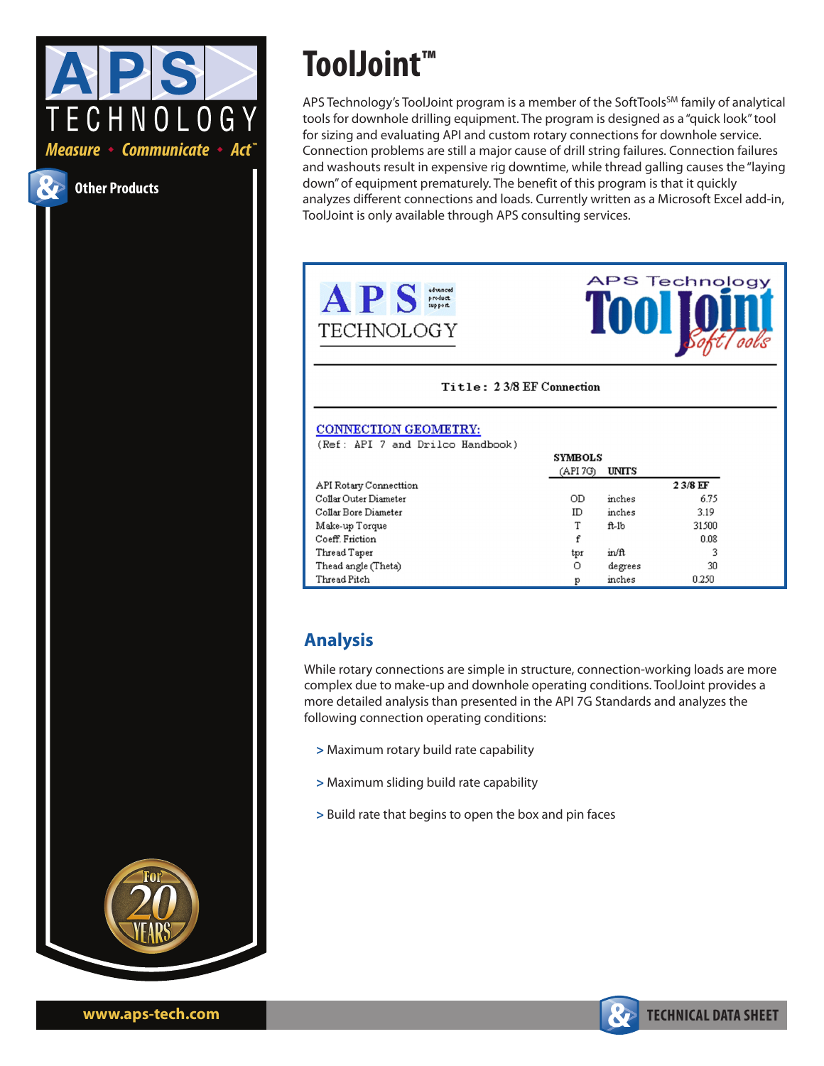# ToolJoint™

APS Technology's ToolJoint program is a member of the SoftTools[SM] family of analytical tools for downhole drilling equipment. The program is designed as a "quick look" tool for sizing and evaluating API and custom rotary connections for downhole service. Connection problems are still a major cause of drill string failures. Connection failures and washouts result in expensive rig downtime, while thread galling causes the "laying down" of equipment prematurely. The benefit of this program is that it quickly analyzes different connections and loads. Currently written as a Microsoft Excel add-in, ToolJoint is only available through APS consulting services.

APS TECHNOLOGY advanced product support — APS Technology ToolJoint SoftTools

Title: 2 3/8 EF Connection

**CONNECTION GEOMETRY:**
(Ref: API 7 and Drilco Handbook)

| | SYMBOLS (API 7G) | UNITS | |
|---|---|---|---|
| API Rotary Connecttion | | | 2 3/8 EF |
| Collar Outer Diameter | OD | inches | 6.75 |
| Collar Bore Diameter | ID | inches | 3.19 |
| Make-up Torque | T | ft-lb | 31500 |
| Coeff. Friction | f | | 0.08 |
| Thread Taper | tpr | in/ft | 3 |
| Thead angle (Theta) | O | degrees | 30 |
| Thread Pitch | p | inches | 0.250 |

## Analysis

While rotary connections are simple in structure, connection-working loads are more complex due to make-up and downhole operating conditions. ToolJoint provides a more detailed analysis than presented in the API 7G Standards and analyzes the following connection operating conditions:

> Maximum rotary build rate capability

> Maximum sliding build rate capability

> Build rate that begins to open the box and pin faces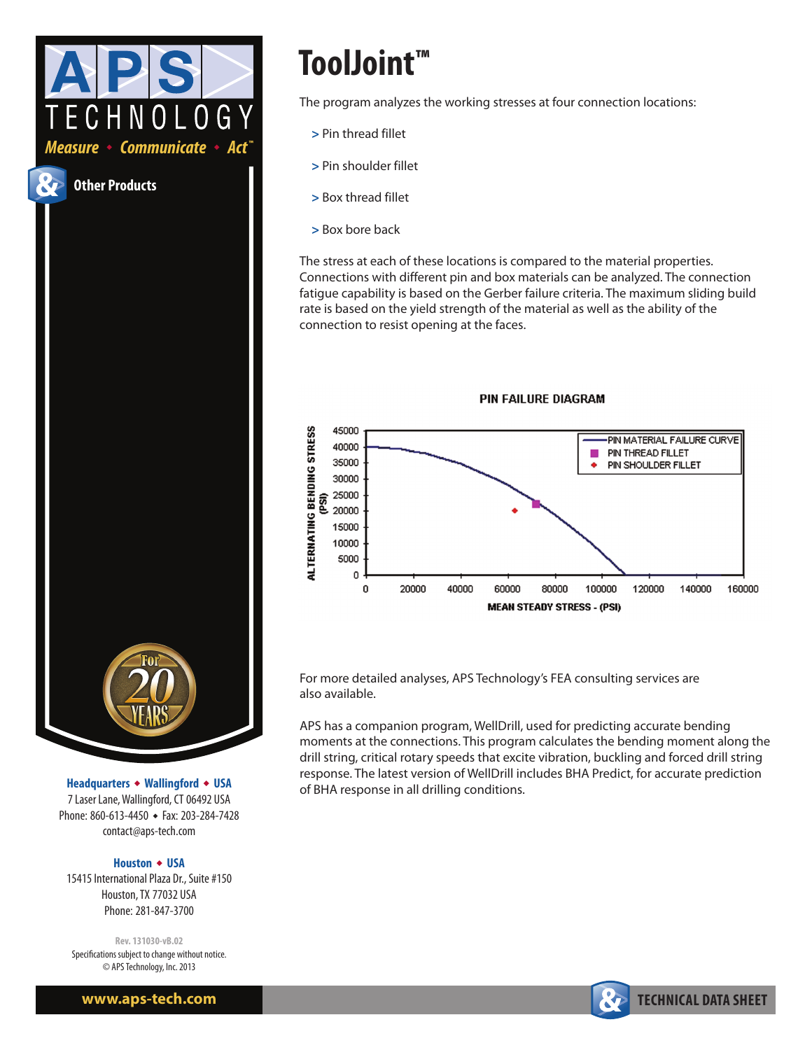# ToolJoint™

The program analyzes the working stresses at four connection locations:

> Pin thread fillet

> Pin shoulder fillet

> Box thread fillet

> Box bore back

The stress at each of these locations is compared to the material properties. Connections with different pin and box materials can be analyzed. The connection fatigue capability is based on the Gerber failure criteria. The maximum sliding build rate is based on the yield strength of the material as well as the ability of the connection to resist opening at the faces.

PIN FAILURE DIAGRAM

ALTERNATING BENDING STRESS (PSI)

45000
40000
35000
30000
25000
20000
15000
10000
5000
0

0 20000 40000 60000 80000 100000 120000 140000 160000

MEAN STEADY STRESS - (PSI)

PIN MATERIAL FAILURE CURVE
PIN THREAD FILLET
PIN SHOULDER FILLET

For more detailed analyses, APS Technology's FEA consulting services are also available.

APS has a companion program, WellDrill, used for predicting accurate bending moments at the connections. This program calculates the bending moment along the drill string, critical rotary speeds that excite vibration, buckling and forced drill string response. The latest version of WellDrill includes BHA Predict, for accurate prediction of BHA response in all drilling conditions.

APS TECHNOLOGY

Measure • Communicate • Act™

Other Products

For 20 YEARS

**Headquarters • Wallingford • USA**
7 Laser Lane, Wallingford, CT 06492 USA
Phone: 860-613-4450 • Fax: 203-284-7428
contact@aps-tech.com

**Houston • USA**
15415 International Plaza Dr., Suite #150
Houston, TX 77032 USA
Phone: 281-847-3700

Rev. 131030-vB.02
Specifications subject to change without notice.
© APS Technology, Inc. 2013

www.aps-tech.com

TECHNICAL DATA SHEET